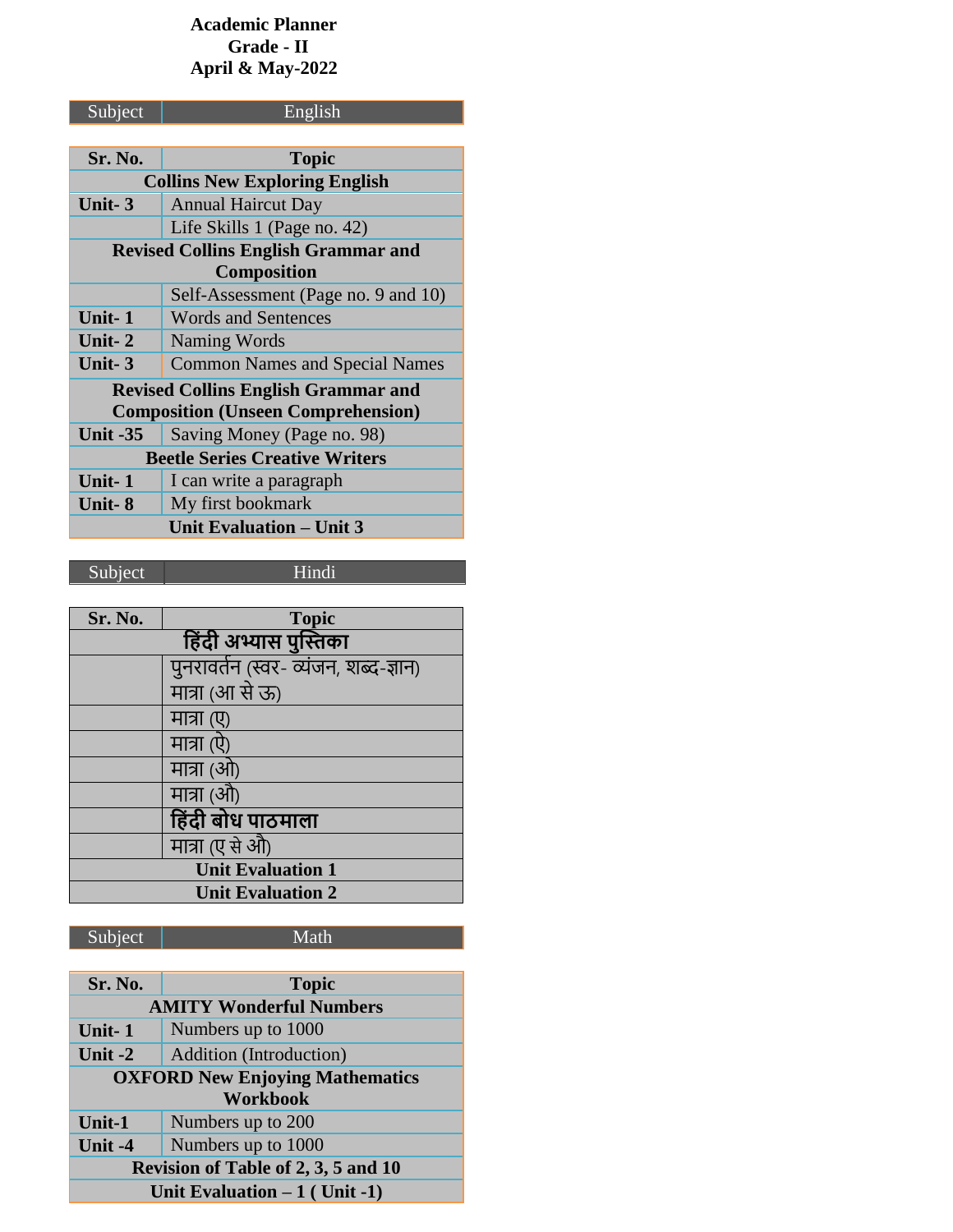# Academic Planner
## Grade - II
## April & May-2022

| Subject | English |
|---|---|

| Sr. No. | Topic |
|---|---|
| **Collins New Exploring English** | |
| **Unit- 3** | Annual Haircut Day |
| | Life Skills 1 (Page no. 42) |
| **Revised Collins English Grammar and Composition** | |
| | Self-Assessment (Page no. 9 and 10) |
| **Unit- 1** | Words and Sentences |
| **Unit- 2** | Naming Words |
| **Unit- 3** | Common Names and Special Names |
| **Revised Collins English Grammar and Composition (Unseen Comprehension)** | |
| **Unit -35** | Saving Money (Page no. 98) |
| **Beetle Series Creative Writers** | |
| **Unit- 1** | I can write a paragraph |
| **Unit- 8** | My first bookmark |
| **Unit Evaluation – Unit 3** | |

| Subject | Hindi |
|---|---|

| Sr. No. | Topic |
|---|---|
| **हिंदी अभ्यास पुस्तिका** | |
| | पुनरावर्तन (स्वर- व्यंजन, शब्द-ज्ञान) मात्रा (आ से ऊ) |
| | मात्रा (ए) |
| | मात्रा (ऐ) |
| | मात्रा (ओ) |
| | मात्रा (औ) |
| | **हिंदी बोध पाठमाला** |
| | मात्रा (ए से औ) |
| **Unit Evaluation 1** | |
| **Unit Evaluation 2** | |

| Subject | Math |
|---|---|

| Sr. No. | Topic |
|---|---|
| **AMITY Wonderful Numbers** | |
| **Unit- 1** | Numbers up to 1000 |
| **Unit -2** | Addition (Introduction) |
| **OXFORD New Enjoying Mathematics Workbook** | |
| **Unit-1** | Numbers up to 200 |
| **Unit -4** | Numbers up to 1000 |
| **Revision of Table of 2, 3, 5 and 10** | |
| **Unit Evaluation – 1 ( Unit -1)** | |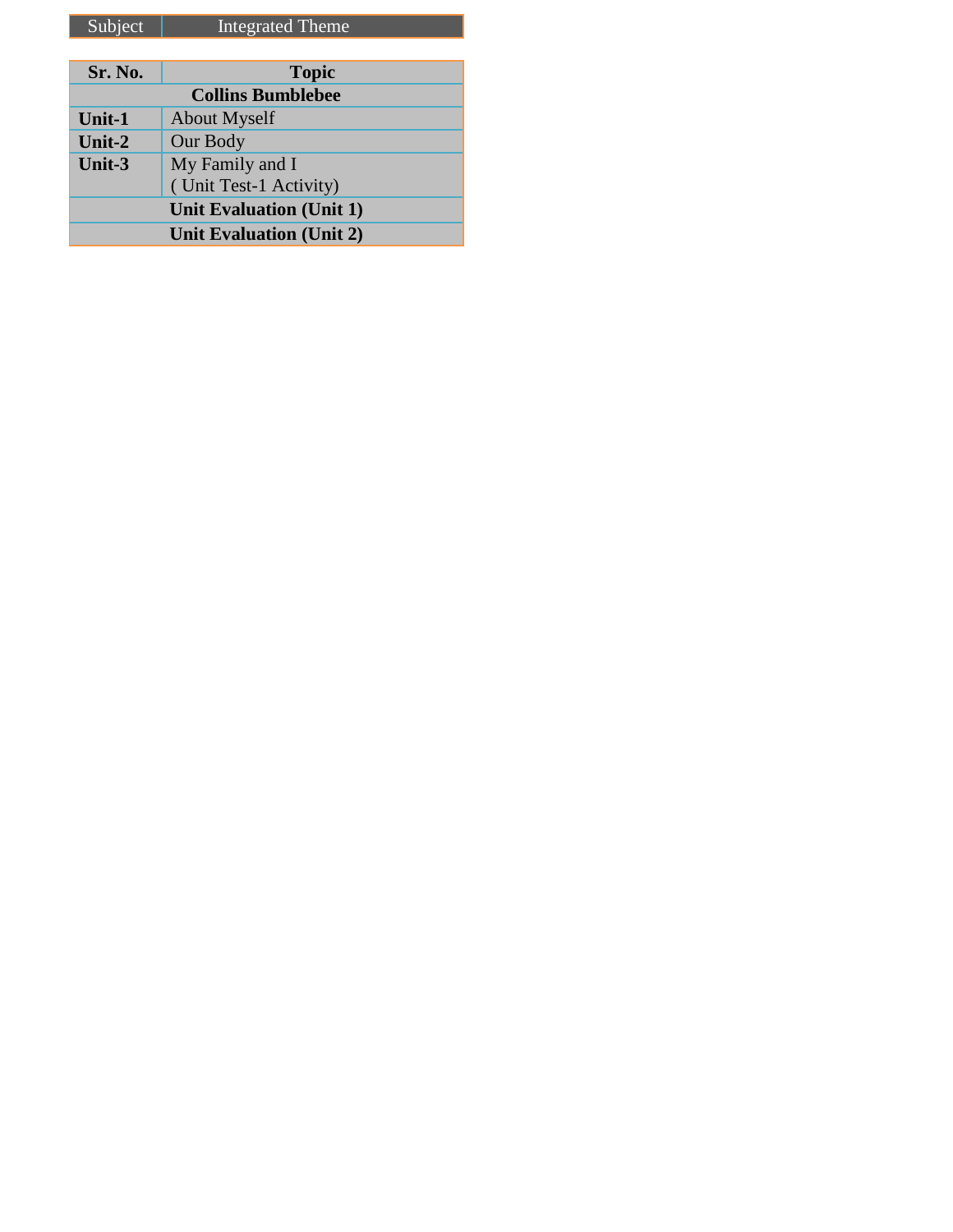| Subject | Integrated Theme |
|---|---|

| Sr. No. | Topic |
|---|---|
| **Collins Bumblebee** | |
| **Unit-1** | About Myself |
| **Unit-2** | Our Body |
| **Unit-3** | My Family and I<br>( Unit Test-1 Activity) |
| **Unit Evaluation (Unit 1)** | |
| **Unit Evaluation (Unit 2)** | |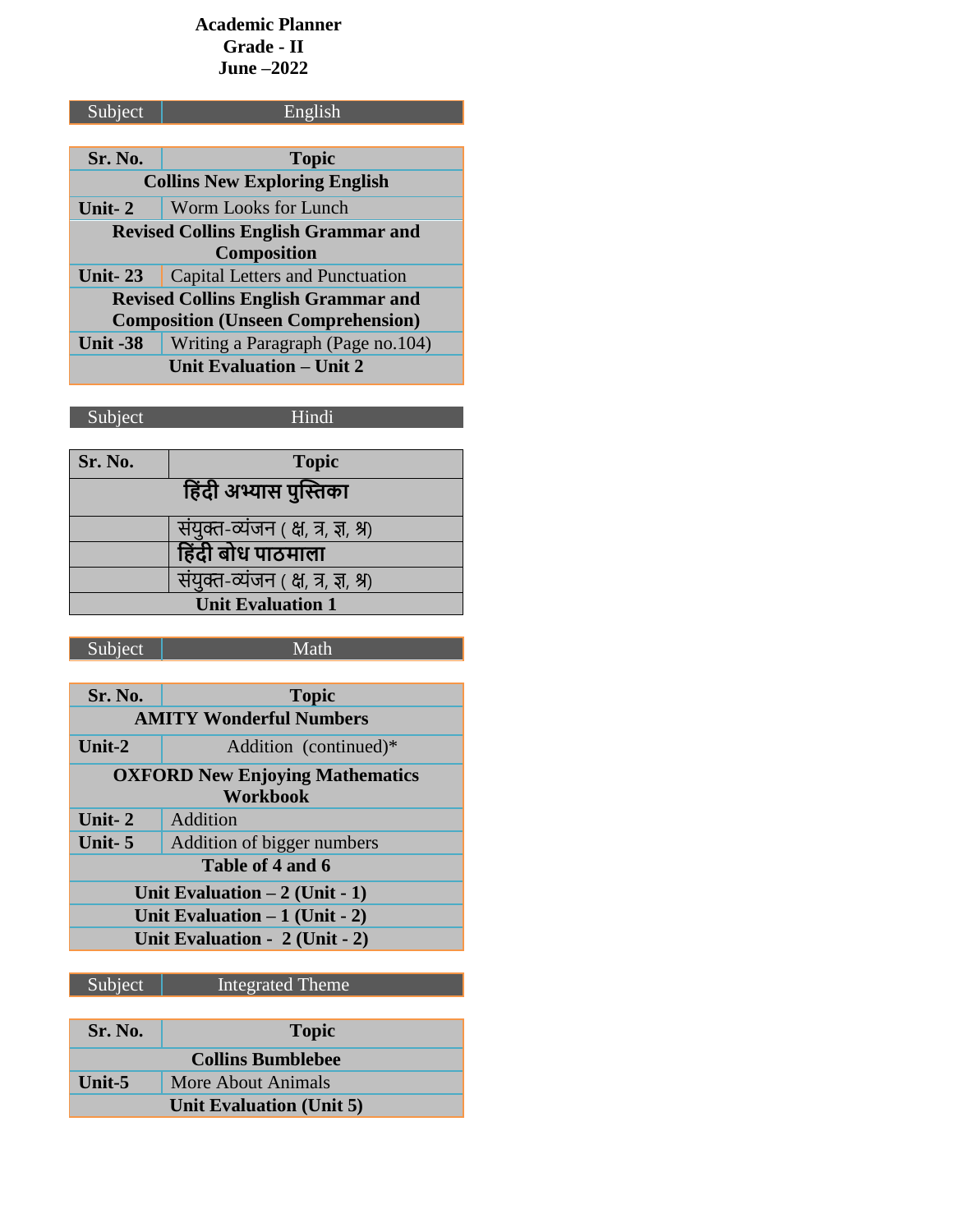**Academic Planner**
**Grade - II**
**June –2022**

| Subject | English |
|---|---|

| Sr. No. | Topic |
|---|---|
| **Collins New Exploring English** | |
| **Unit- 2** | Worm Looks for Lunch |
| **Revised Collins English Grammar and Composition** | |
| **Unit- 23** | Capital Letters and Punctuation |
| **Revised Collins English Grammar and Composition (Unseen Comprehension)** | |
| **Unit -38** | Writing a Paragraph (Page no.104) |
| **Unit Evaluation – Unit 2** | |

| Subject | Hindi |
|---|---|

| Sr. No. | Topic |
|---|---|
| **हिंदी अभ्यास पुस्तिका** | |
| | संयुक्त-व्यंजन ( क्ष, त्र, ज्ञ, श्र) |
| | **हिंदी बोध पाठमाला** |
| | संयुक्त-व्यंजन ( क्ष, त्र, ज्ञ, श्र) |
| **Unit Evaluation 1** | |

| Subject | Math |
|---|---|

| Sr. No. | Topic |
|---|---|
| **AMITY Wonderful Numbers** | |
| **Unit-2** | Addition (continued)* |
| **OXFORD New Enjoying Mathematics Workbook** | |
| **Unit- 2** | Addition |
| **Unit- 5** | Addition of bigger numbers |
| **Table of 4 and 6** | |
| **Unit Evaluation – 2 (Unit - 1)** | |
| **Unit Evaluation – 1 (Unit - 2)** | |
| **Unit Evaluation - 2 (Unit - 2)** | |

| Subject | Integrated Theme |
|---|---|

| Sr. No. | Topic |
|---|---|
| **Collins Bumblebee** | |
| **Unit-5** | More About Animals |
| **Unit Evaluation (Unit 5)** | |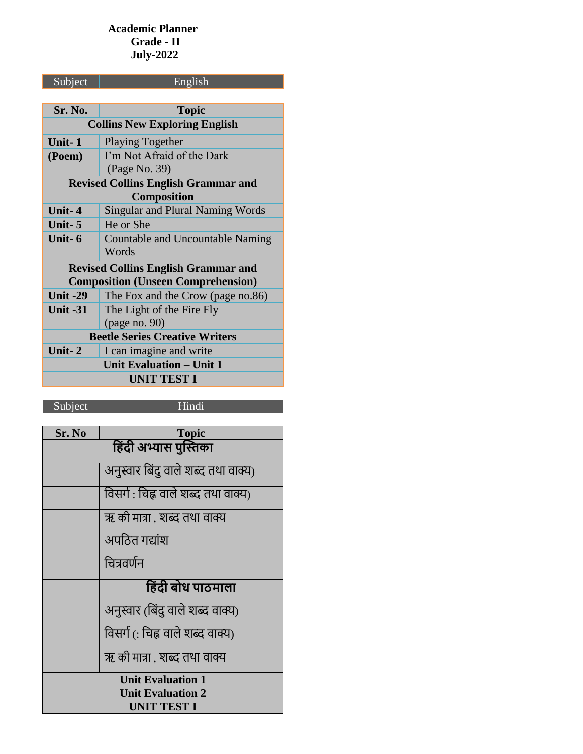**Academic Planner**
**Grade - II**
**July-2022**

| Subject | English |
|---|---|

| Sr. No. | Topic |
|---|---|
| **Collins New Exploring English** | |
| **Unit- 1** | Playing Together |
| **(Poem)** | I'm Not Afraid of the Dark (Page No. 39) |
| **Revised Collins English Grammar and Composition** | |
| **Unit- 4** | Singular and Plural Naming Words |
| **Unit- 5** | He or She |
| **Unit- 6** | Countable and Uncountable Naming Words |
| **Revised Collins English Grammar and Composition (Unseen Comprehension)** | |
| **Unit -29** | The Fox and the Crow (page no.86) |
| **Unit -31** | The Light of the Fire Fly (page no. 90) |
| **Beetle Series Creative Writers** | |
| **Unit- 2** | I can imagine and write |
| **Unit Evaluation – Unit 1** | |
| **UNIT TEST I** | |

| Subject | Hindi |
|---|---|

| Sr. No | Topic |
|---|---|
| **हिंदी अभ्यास पुस्तिका** | |
| | अनुस्वार बिंदु वाले शब्द तथा वाक्य) |
| | विसर्ग : चिह्न वाले शब्द तथा वाक्य) |
| | ऋ की मात्रा , शब्द तथा वाक्य |
| | अपठित गद्यांश |
| | चित्रवर्णन |
| | **हिंदी बोध पाठमाला** |
| | अनुस्वार (बिंदु वाले शब्द वाक्य) |
| | विसर्ग (: चिह्न वाले शब्द वाक्य) |
| | ऋ की मात्रा , शब्द तथा वाक्य |
| **Unit Evaluation 1** | |
| **Unit Evaluation 2** | |
| **UNIT TEST I** | |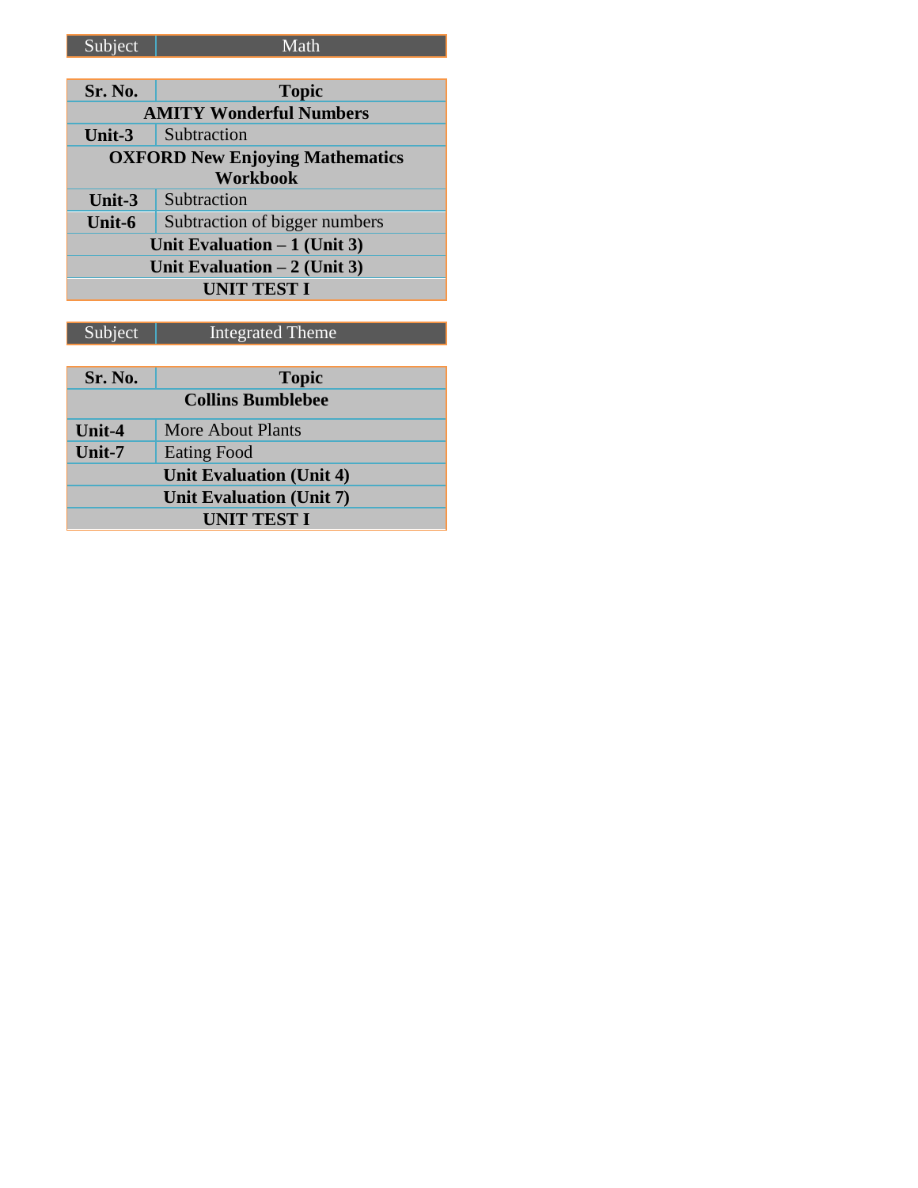| Subject | Math |
| --- | --- |

| Sr. No. | Topic |
| --- | --- |
| **AMITY Wonderful Numbers** | |
| **Unit-3** | Subtraction |
| **OXFORD New Enjoying Mathematics Workbook** | |
| **Unit-3** | Subtraction |
| **Unit-6** | Subtraction of bigger numbers |
| **Unit Evaluation – 1 (Unit 3)** | |
| **Unit Evaluation – 2 (Unit 3)** | |
| **UNIT TEST I** | |

| Subject | Integrated Theme |
| --- | --- |

| Sr. No. | Topic |
| --- | --- |
| **Collins Bumblebee** | |
| **Unit-4** | More About Plants |
| **Unit-7** | Eating Food |
| **Unit Evaluation (Unit 4)** | |
| **Unit Evaluation (Unit 7)** | |
| **UNIT TEST I** | |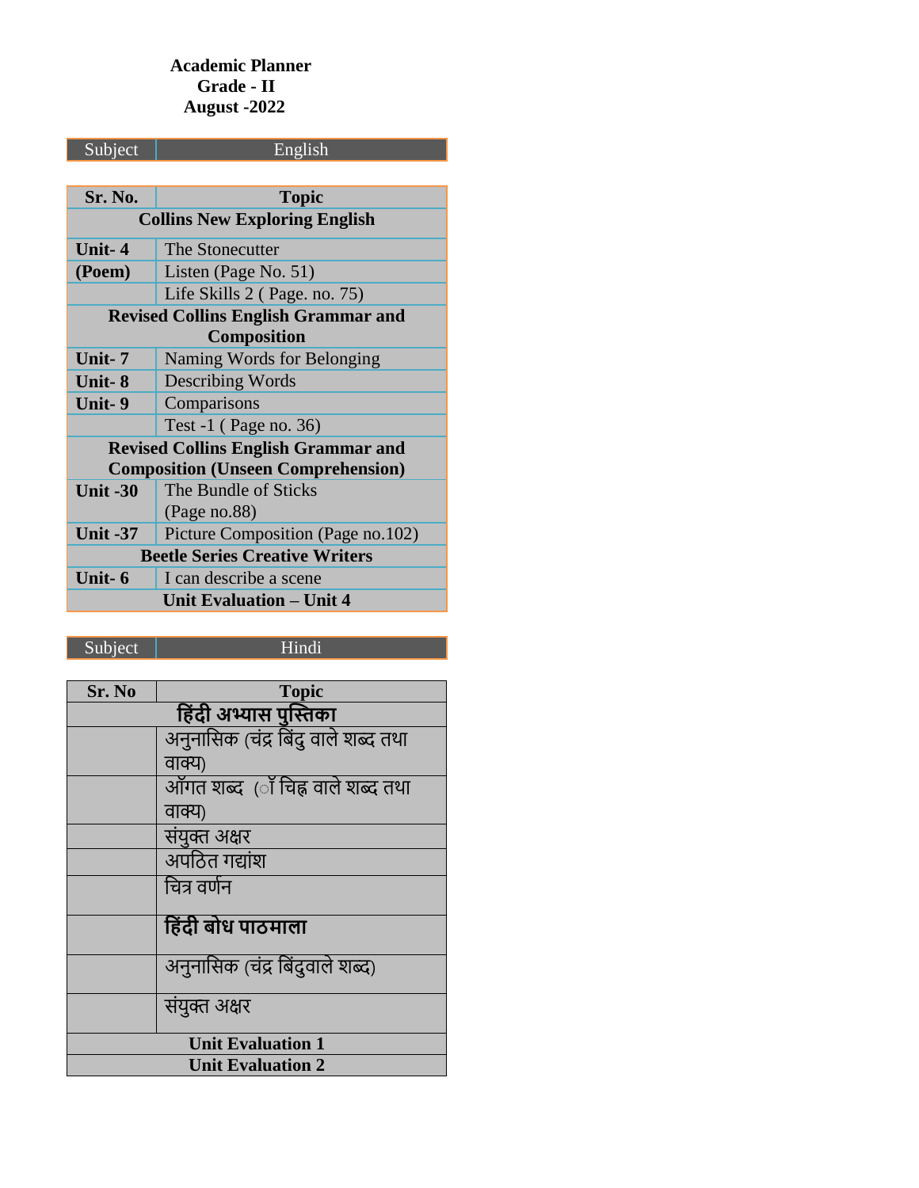**Academic Planner**
**Grade - II**
**August -2022**

| Subject | English |
|---|---|

| Sr. No. | Topic |
|---|---|
| **Collins New Exploring English** | |
| **Unit- 4** | The Stonecutter |
| **(Poem)** | Listen (Page No. 51) |
| | Life Skills 2 ( Page. no. 75) |
| **Revised Collins English Grammar and Composition** | |
| **Unit- 7** | Naming Words for Belonging |
| **Unit- 8** | Describing Words |
| **Unit- 9** | Comparisons |
| | Test -1 ( Page no. 36) |
| **Revised Collins English Grammar and Composition (Unseen Comprehension)** | |
| **Unit -30** | The Bundle of Sticks (Page no.88) |
| **Unit -37** | Picture Composition (Page no.102) |
| **Beetle Series Creative Writers** | |
| **Unit- 6** | I can describe a scene |
| **Unit Evaluation – Unit 4** | |

| Subject | Hindi |
|---|---|

| Sr. No | Topic |
|---|---|
| **हिंदी अभ्यास पुस्तिका** | |
| | अनुनासिक (चंद्र बिंदु वाले शब्द तथा वाक्य) |
| | आँगत शब्द (ॉ चिह्न वाले शब्द तथा वाक्य) |
| | संयुक्त अक्षर |
| | अपठित गद्यांश |
| | चित्र वर्णन |
| | **हिंदी बोध पाठमाला** |
| | अनुनासिक (चंद्र बिंदुवाले शब्द) |
| | संयुक्त अक्षर |
| **Unit Evaluation 1** | |
| **Unit Evaluation 2** | |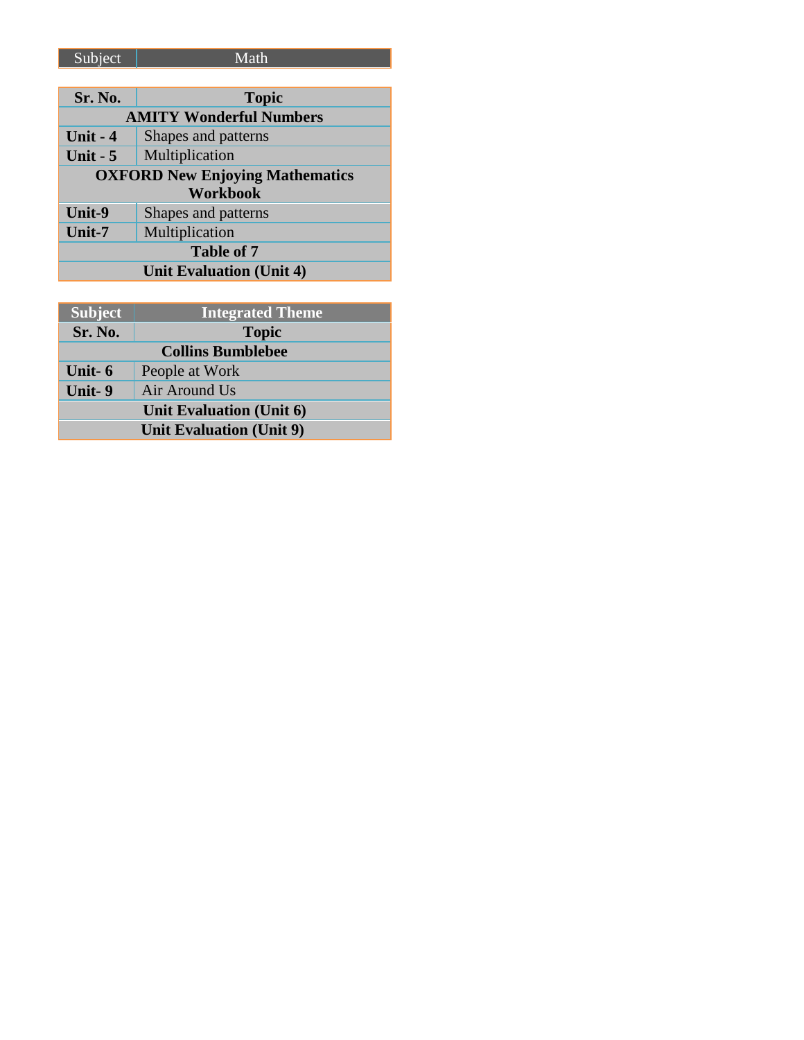| Subject | Math |
|---|---|

| Sr. No. | Topic |
|---|---|
| **AMITY Wonderful Numbers** | |
| **Unit - 4** | Shapes and patterns |
| **Unit - 5** | Multiplication |
| **OXFORD New Enjoying Mathematics Workbook** | |
| **Unit-9** | Shapes and patterns |
| **Unit-7** | Multiplication |
| **Table of 7** | |
| **Unit Evaluation (Unit 4)** | |

| Subject | Integrated Theme |
|---|---|
| **Sr. No.** | **Topic** |
| **Collins Bumblebee** | |
| **Unit- 6** | People at Work |
| **Unit- 9** | Air Around Us |
| **Unit Evaluation (Unit 6)** | |
| **Unit Evaluation (Unit 9)** | |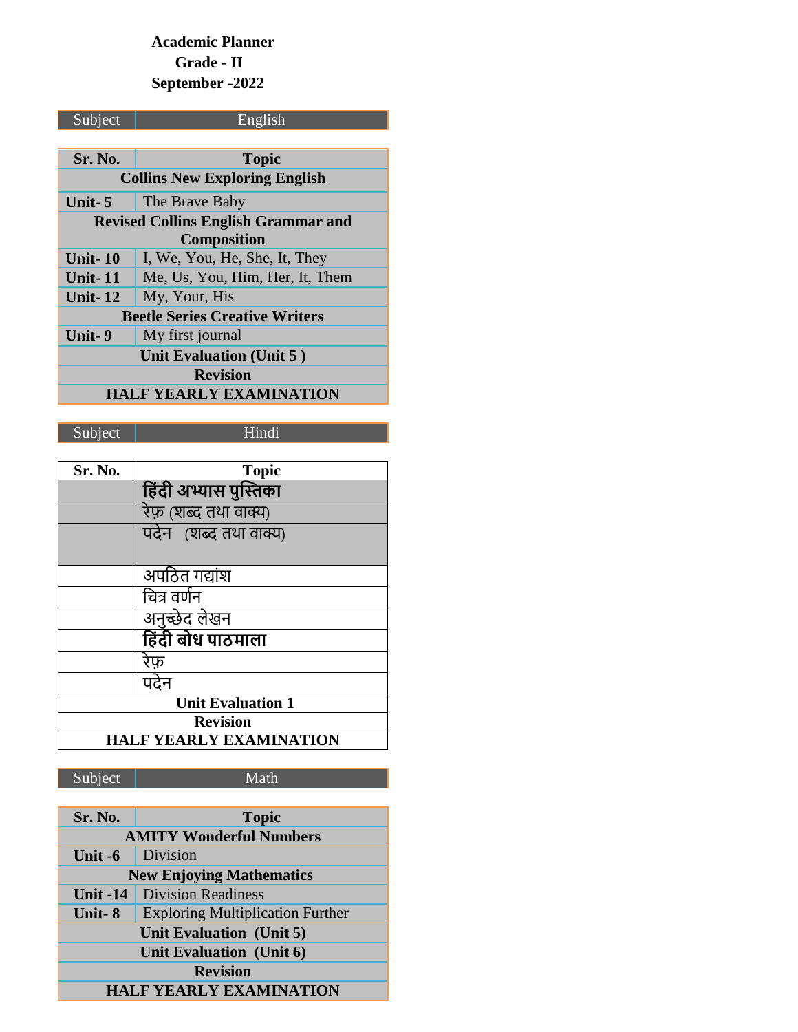**Academic Planner**
**Grade - II**
**September -2022**

| Subject | English |
|---|---|

| Sr. No. | Topic |
|---|---|
| **Collins New Exploring English** | |
| **Unit- 5** | The Brave Baby |
| **Revised Collins English Grammar and Composition** | |
| **Unit- 10** | I, We, You, He, She, It, They |
| **Unit- 11** | Me, Us, You, Him, Her, It, Them |
| **Unit- 12** | My, Your, His |
| **Beetle Series Creative Writers** | |
| **Unit- 9** | My first journal |
| **Unit Evaluation (Unit 5 )** | |
| **Revision** | |
| **HALF YEARLY EXAMINATION** | |

| Subject | Hindi |
|---|---|

| Sr. No. | Topic |
|---|---|
| | **हिंदी अभ्यास पुस्तिका** |
| | रेफ़ (शब्द तथा वाक्य) |
| | पदेन (शब्द तथा वाक्य) |
| | अपठित गद्यांश |
| | चित्र वर्णन |
| | अनुच्छेद लेखन |
| | **हिंदी बोध पाठमाला** |
| | रेफ़ |
| | पदेन |
| **Unit Evaluation 1** | |
| **Revision** | |
| **HALF YEARLY EXAMINATION** | |

| Subject | Math |
|---|---|

| Sr. No. | Topic |
|---|---|
| **AMITY Wonderful Numbers** | |
| **Unit -6** | Division |
| **New Enjoying Mathematics** | |
| **Unit -14** | Division Readiness |
| **Unit- 8** | Exploring Multiplication Further |
| **Unit Evaluation (Unit 5)** | |
| **Unit Evaluation (Unit 6)** | |
| **Revision** | |
| **HALF YEARLY EXAMINATION** | |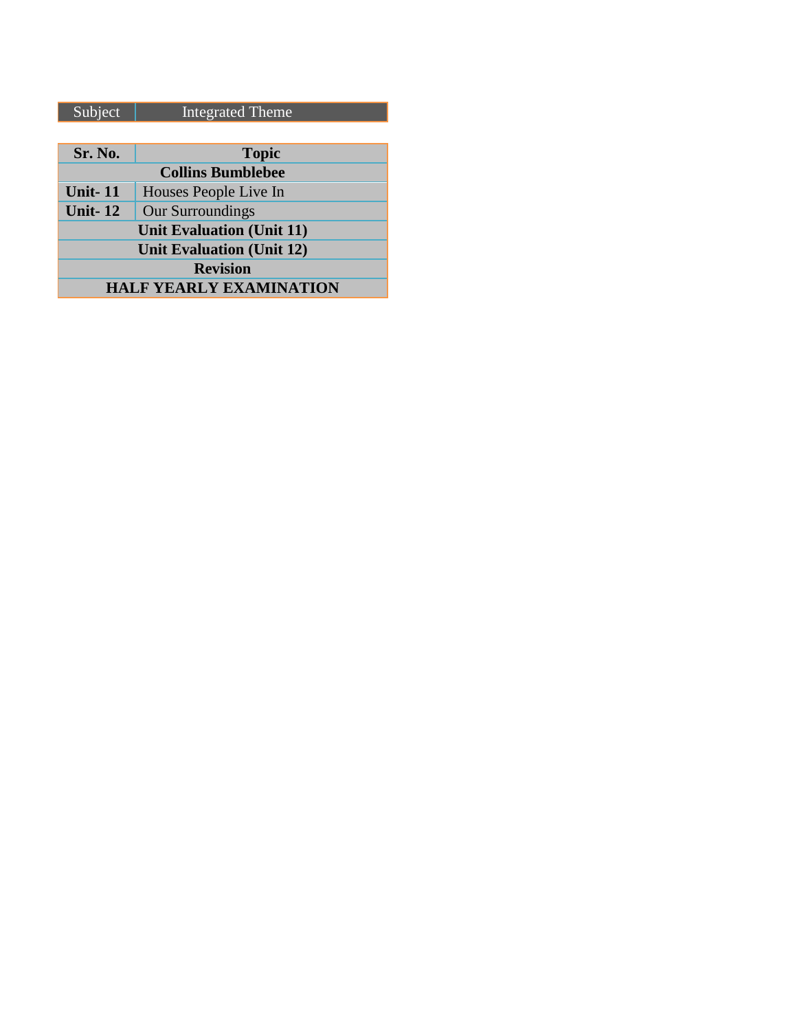| Subject | Integrated Theme |
|---|---|

| Sr. No. | Topic |
|---|---|
| **Collins Bumblebee** | |
| **Unit- 11** | Houses People Live In |
| **Unit- 12** | Our Surroundings |
| **Unit Evaluation (Unit 11)** | |
| **Unit Evaluation (Unit 12)** | |
| **Revision** | |
| **HALF YEARLY EXAMINATION** | |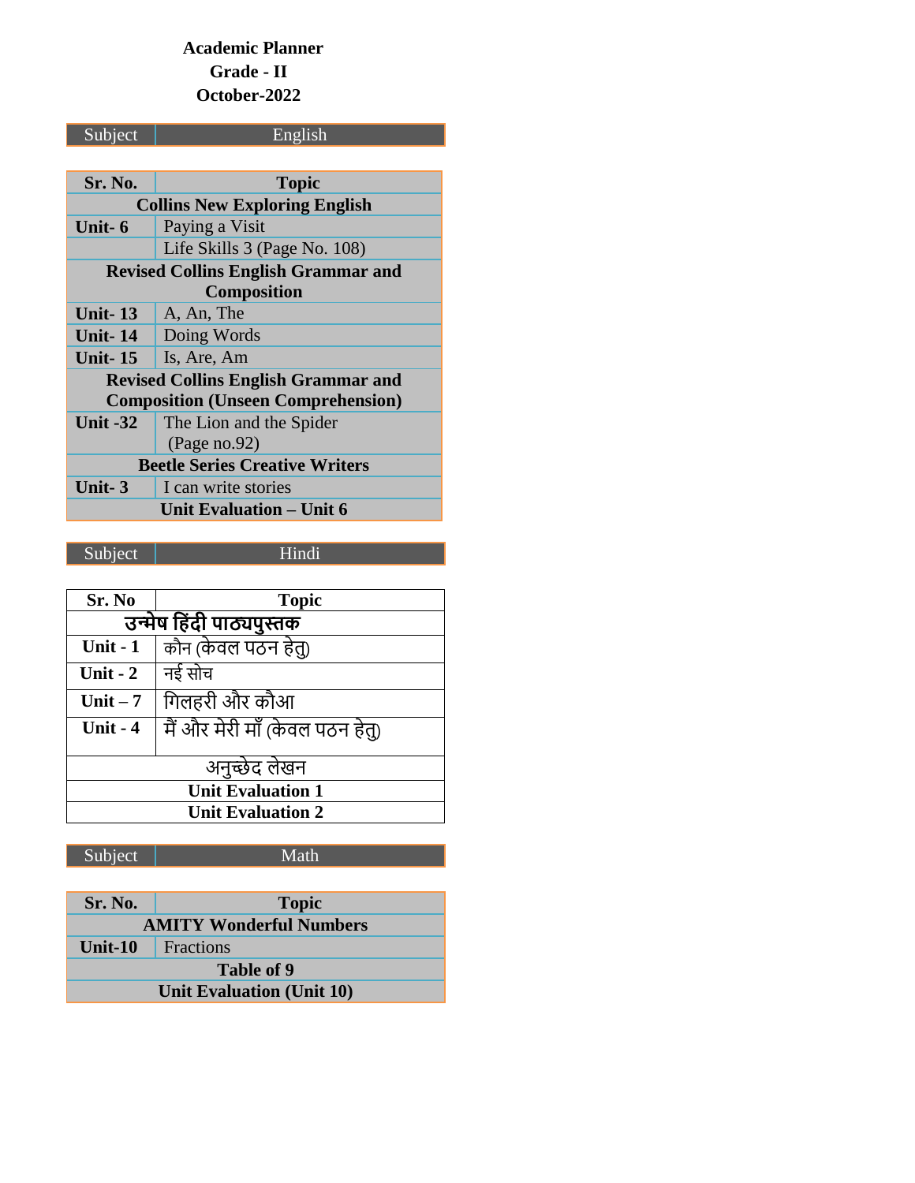**Academic Planner**

**Grade - II**

**October-2022**

| Subject | English |
|---|---|

| Sr. No. | Topic |
|---|---|
| **Collins New Exploring English** | |
| **Unit- 6** | Paying a Visit |
| | Life Skills 3 (Page No. 108) |
| **Revised Collins English Grammar and Composition** | |
| **Unit- 13** | A, An, The |
| **Unit- 14** | Doing Words |
| **Unit- 15** | Is, Are, Am |
| **Revised Collins English Grammar and Composition (Unseen Comprehension)** | |
| **Unit -32** | The Lion and the Spider (Page no.92) |
| **Beetle Series Creative Writers** | |
| **Unit- 3** | I can write stories |
| **Unit Evaluation – Unit 6** | |

| Subject | Hindi |
|---|---|

| Sr. No | Topic |
|---|---|
| **उन्मेष हिंदी पाठ्यपुस्तक** | |
| **Unit - 1** | कौन (केवल पठन हेतु) |
| **Unit - 2** | नई सोच |
| **Unit – 7** | गिलहरी और कौआ |
| **Unit - 4** | मैं और मेरी माँ (केवल पठन हेतु) |
| अनुच्छेद लेखन | |
| **Unit Evaluation 1** | |
| **Unit Evaluation 2** | |

| Subject | Math |
|---|---|

| Sr. No. | Topic |
|---|---|
| **AMITY Wonderful Numbers** | |
| **Unit-10** | Fractions |
| **Table of 9** | |
| **Unit Evaluation (Unit 10)** | |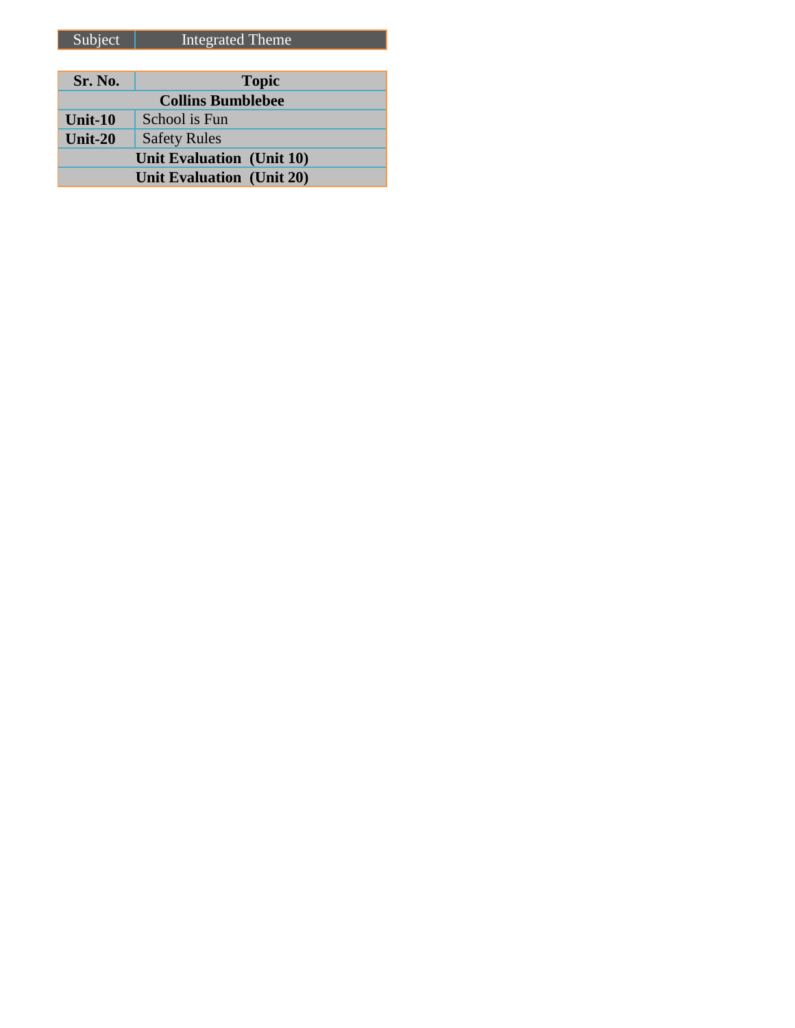| Subject | Integrated Theme |
|---|---|

| Sr. No. | Topic |
|---|---|
| **Collins Bumblebee** | |
| **Unit-10** | School is Fun |
| **Unit-20** | Safety Rules |
| **Unit Evaluation (Unit 10)** | |
| **Unit Evaluation (Unit 20)** | |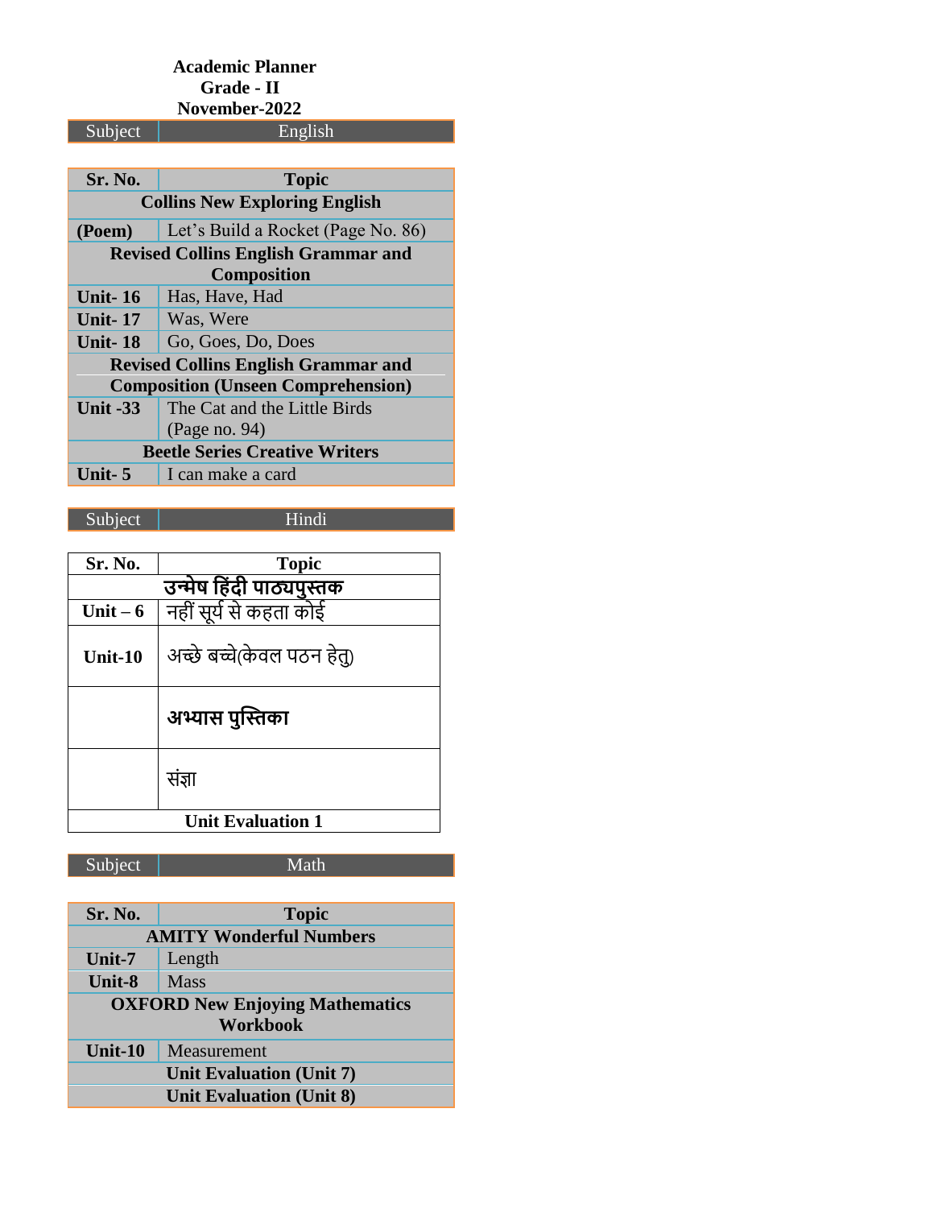**Academic Planner**
**Grade - II**
**November-2022**

| Subject | English |
|---|---|

| Sr. No. | Topic |
|---|---|
| **Collins New Exploring English** | |
| **(Poem)** | Let's Build a Rocket (Page No. 86) |
| **Revised Collins English Grammar and Composition** | |
| **Unit- 16** | Has, Have, Had |
| **Unit- 17** | Was, Were |
| **Unit- 18** | Go, Goes, Do, Does |
| **Revised Collins English Grammar and Composition (Unseen Comprehension)** | |
| **Unit -33** | The Cat and the Little Birds (Page no. 94) |
| **Beetle Series Creative Writers** | |
| **Unit- 5** | I can make a card |

| Subject | Hindi |
|---|---|

| Sr. No. | Topic |
|---|---|
| **उन्मेष हिंदी पाठ्यपुस्तक** | |
| **Unit – 6** | नहीं सूर्य से कहता कोई |
| **Unit-10** | अच्छे बच्चे(केवल पठन हेतु) |
| | **अभ्यास पुस्तिका** |
| | संज्ञा |
| **Unit Evaluation 1** | |

| Subject | Math |
|---|---|

| Sr. No. | Topic |
|---|---|
| **AMITY Wonderful Numbers** | |
| **Unit-7** | Length |
| **Unit-8** | Mass |
| **OXFORD New Enjoying Mathematics Workbook** | |
| **Unit-10** | Measurement |
| **Unit Evaluation (Unit 7)** | |
| **Unit Evaluation (Unit 8)** | |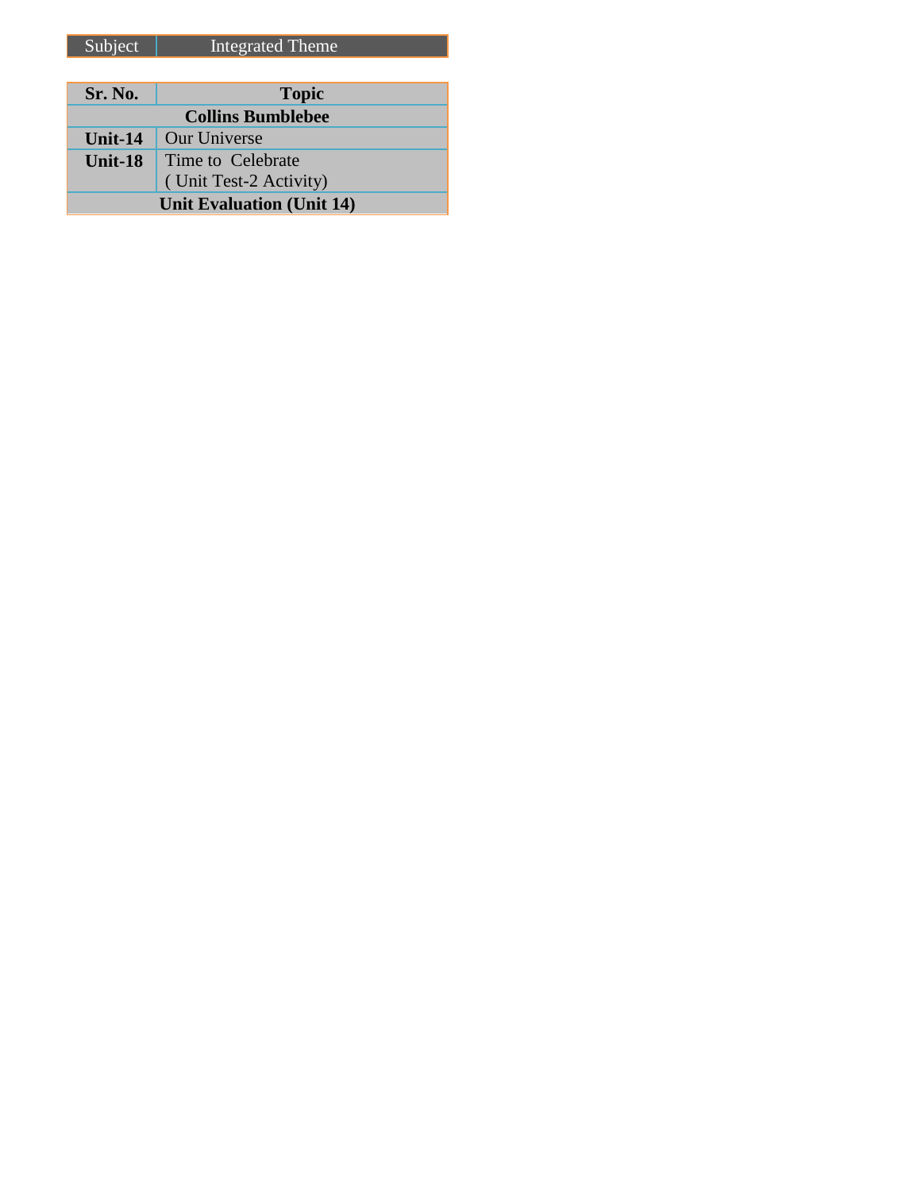| Subject | Integrated Theme |
|---|---|

| Sr. No. | Topic |
|---|---|
| **Collins Bumblebee** | |
| **Unit-14** | Our Universe |
| **Unit-18** | Time to Celebrate ( Unit Test-2 Activity) |
| **Unit Evaluation (Unit 14)** | |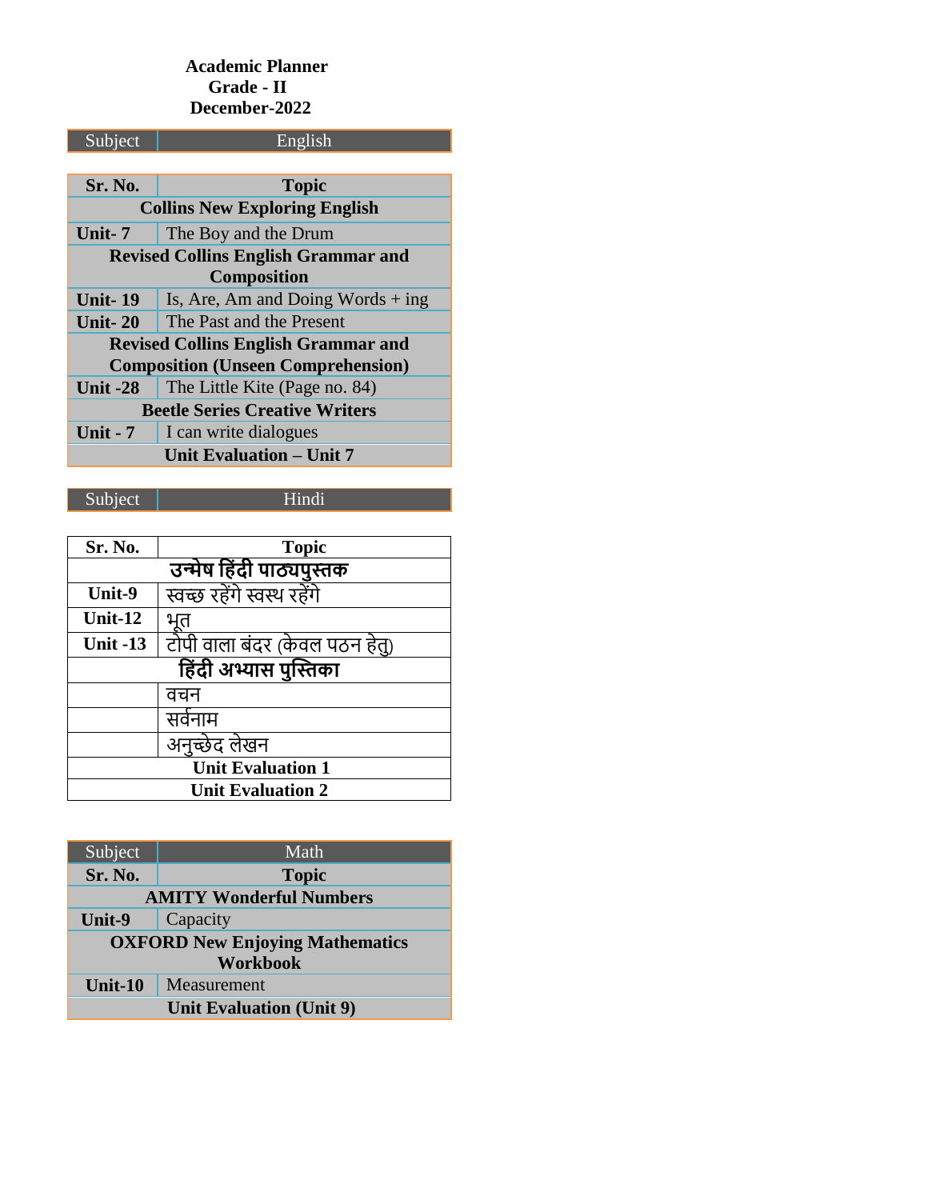**Academic Planner**
**Grade - II**
**December-2022**

| Subject | English |
|---|---|

| Sr. No. | Topic |
|---|---|
| **Collins New Exploring English** | |
| **Unit- 7** | The Boy and the Drum |
| **Revised Collins English Grammar and Composition** | |
| **Unit- 19** | Is, Are, Am and Doing Words + ing |
| **Unit- 20** | The Past and the Present |
| **Revised Collins English Grammar and Composition (Unseen Comprehension)** | |
| **Unit -28** | The Little Kite (Page no. 84) |
| **Beetle Series Creative Writers** | |
| **Unit - 7** | I can write dialogues |
| **Unit Evaluation – Unit 7** | |

| Subject | Hindi |
|---|---|

| Sr. No. | Topic |
|---|---|
| **उन्मेष हिंदी पाठ्यपुस्तक** | |
| **Unit-9** | स्वच्छ रहेंगे स्वस्थ रहेंगे |
| **Unit-12** | भूत |
| **Unit -13** | टोपी वाला बंदर (केवल पठन हेतु) |
| **हिंदी अभ्यास पुस्तिका** | |
| | वचन |
| | सर्वनाम |
| | अनुच्छेद लेखन |
| **Unit Evaluation 1** | |
| **Unit Evaluation 2** | |

| Subject | Math |
|---|---|
| **Sr. No.** | **Topic** |
| **AMITY Wonderful Numbers** | |
| **Unit-9** | Capacity |
| **OXFORD New Enjoying Mathematics Workbook** | |
| **Unit-10** | Measurement |
| **Unit Evaluation (Unit 9)** | |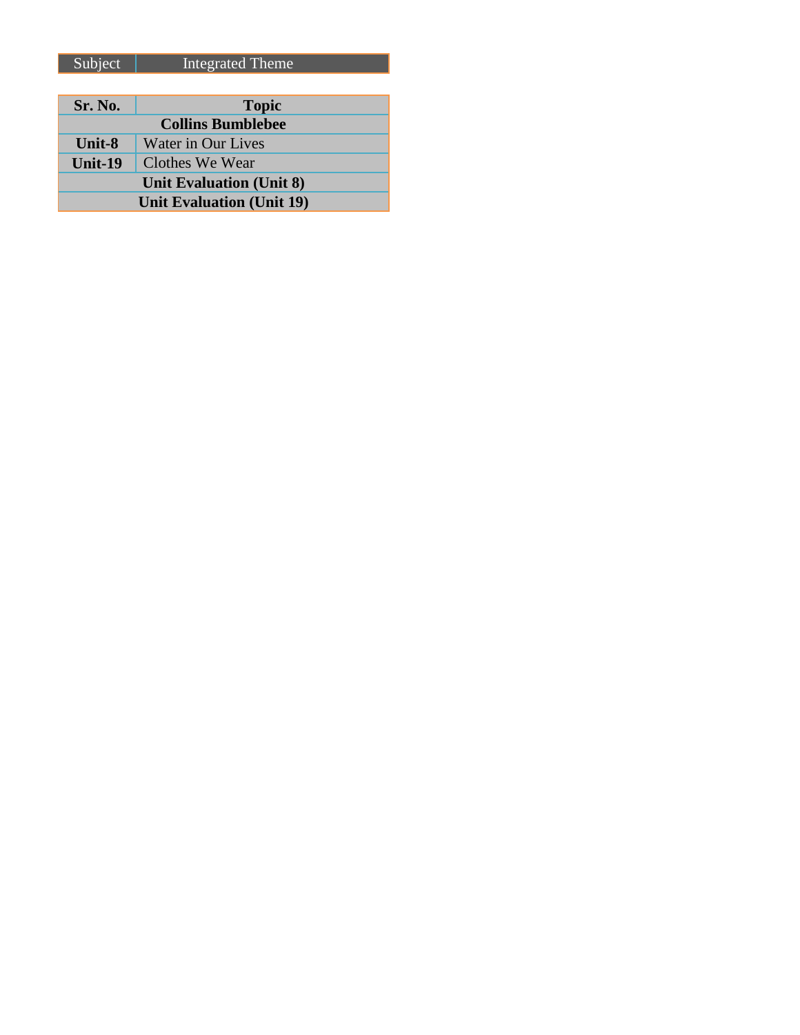| Subject | Integrated Theme |
|---|---|

| Sr. No. | Topic |
|---|---|
| **Collins Bumblebee** | |
| **Unit-8** | Water in Our Lives |
| **Unit-19** | Clothes We Wear |
| **Unit Evaluation (Unit 8)** | |
| **Unit Evaluation (Unit 19)** | |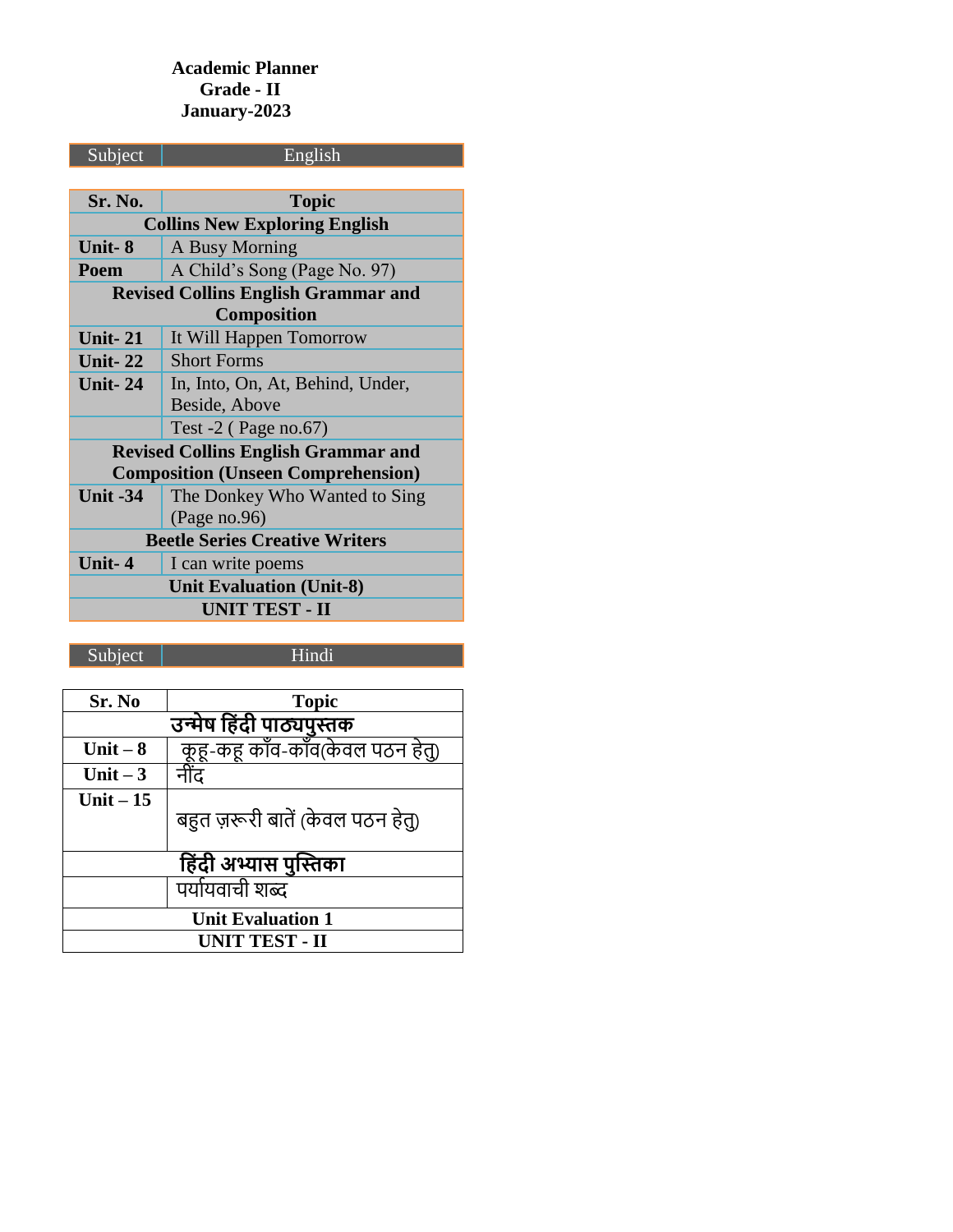**Academic Planner**
**Grade - II**
**January-2023**

| Subject | English |
|---|---|

| Sr. No. | Topic |
|---|---|
| **Collins New Exploring English** | |
| **Unit- 8** | A Busy Morning |
| **Poem** | A Child's Song (Page No. 97) |
| **Revised Collins English Grammar and Composition** | |
| **Unit- 21** | It Will Happen Tomorrow |
| **Unit- 22** | Short Forms |
| **Unit- 24** | In, Into, On, At, Behind, Under, Beside, Above |
| | Test -2 ( Page no.67) |
| **Revised Collins English Grammar and Composition (Unseen Comprehension)** | |
| **Unit -34** | The Donkey Who Wanted to Sing (Page no.96) |
| **Beetle Series Creative Writers** | |
| **Unit- 4** | I can write poems |
| **Unit Evaluation (Unit-8)** | |
| **UNIT TEST - II** | |

| Subject | Hindi |
|---|---|

| Sr. No | Topic |
|---|---|
| **उन्मेष हिंदी पाठ्यपुस्तक** | |
| **Unit – 8** | कूहू-कहू काँव-काँव(केवल पठन हेतु) |
| **Unit – 3** | नींद |
| **Unit – 15** | बहुत ज़रूरी बातें (केवल पठन हेतु) |
| **हिंदी अभ्यास पुस्तिका** | |
| | पर्यायवाची शब्द |
| **Unit Evaluation 1** | |
| **UNIT TEST - II** | |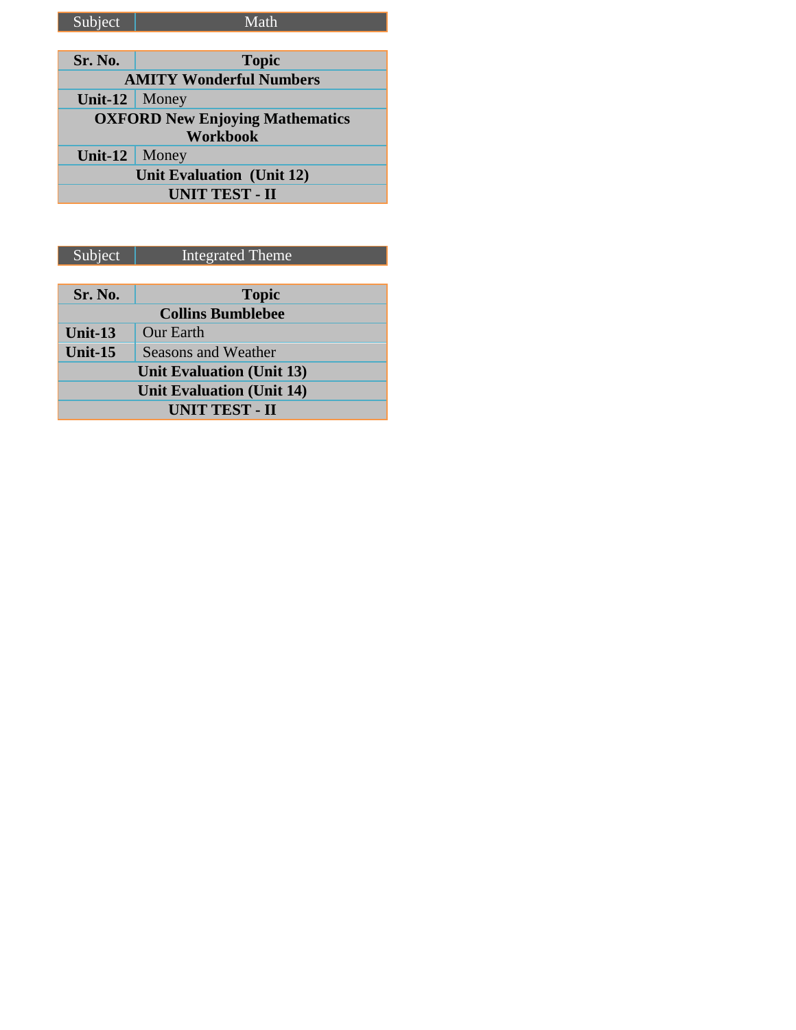| Subject | Math |
|---|---|

| Sr. No. | Topic |
|---|---|
| **AMITY Wonderful Numbers** | |
| **Unit-12** | Money |
| **OXFORD New Enjoying Mathematics Workbook** | |
| **Unit-12** | Money |
| **Unit Evaluation (Unit 12)** | |
| **UNIT TEST - II** | |

| Subject | Integrated Theme |
|---|---|

| Sr. No. | Topic |
|---|---|
| **Collins Bumblebee** | |
| **Unit-13** | Our Earth |
| **Unit-15** | Seasons and Weather |
| **Unit Evaluation (Unit 13)** | |
| **Unit Evaluation (Unit 14)** | |
| **UNIT TEST - II** | |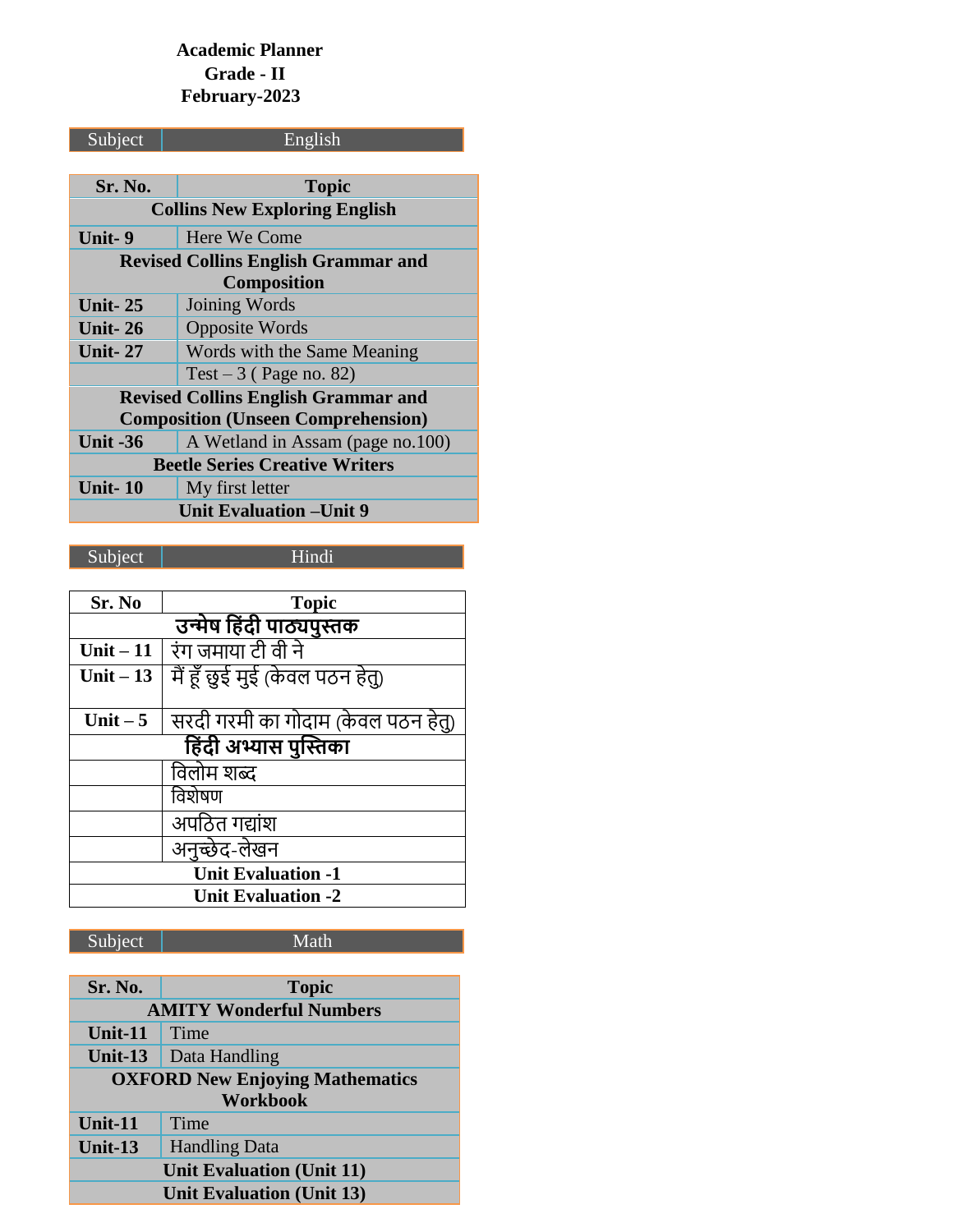**Academic Planner**
**Grade - II**
**February-2023**

| Subject | English |
|---|---|

| Sr. No. | Topic |
|---|---|
| **Collins New Exploring English** | |
| **Unit- 9** | Here We Come |
| **Revised Collins English Grammar and Composition** | |
| **Unit- 25** | Joining Words |
| **Unit- 26** | Opposite Words |
| **Unit- 27** | Words with the Same Meaning |
| | Test – 3 ( Page no. 82) |
| **Revised Collins English Grammar and Composition (Unseen Comprehension)** | |
| **Unit -36** | A Wetland in Assam (page no.100) |
| **Beetle Series Creative Writers** | |
| **Unit- 10** | My first letter |
| **Unit Evaluation –Unit 9** | |

| Subject | Hindi |
|---|---|

| Sr. No | Topic |
|---|---|
| **उन्मेष हिंदी पाठ्यपुस्तक** | |
| **Unit – 11** | रंग जमाया टी वी ने |
| **Unit – 13** | मैं हूँ छुई मुई (केवल पठन हेतु) |
| **Unit – 5** | सरदी गरमी का गोदाम (केवल पठन हेतु) |
| **हिंदी अभ्यास पुस्तिका** | |
| | विलोम शब्द |
| | विशेषण |
| | अपठित गद्यांश |
| | अनुच्छेद-लेखन |
| **Unit Evaluation -1** | |
| **Unit Evaluation -2** | |

| Subject | Math |
|---|---|

| Sr. No. | Topic |
|---|---|
| **AMITY Wonderful Numbers** | |
| **Unit-11** | Time |
| **Unit-13** | Data Handling |
| **OXFORD New Enjoying Mathematics Workbook** | |
| **Unit-11** | Time |
| **Unit-13** | Handling Data |
| **Unit Evaluation (Unit 11)** | |
| **Unit Evaluation (Unit 13)** | |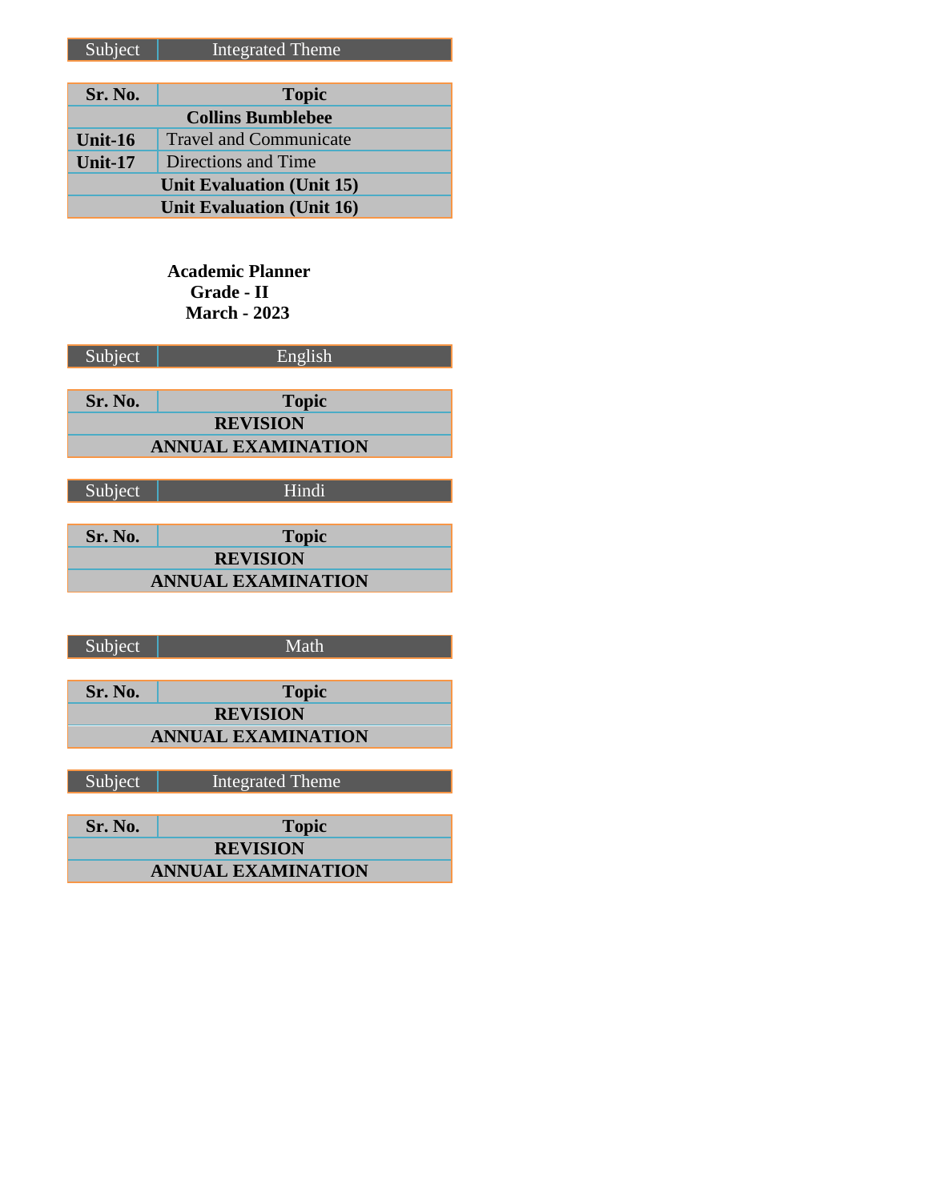| Subject | Integrated Theme |
|---|---|

| Sr. No. | Topic |
|---|---|
| **Collins Bumblebee** | |
| **Unit-16** | Travel and Communicate |
| **Unit-17** | Directions and Time |
| **Unit Evaluation (Unit 15)** | |
| **Unit Evaluation (Unit 16)** | |

**Academic Planner**
**Grade - II**
**March - 2023**

| Subject | English |
|---|---|

| Sr. No. | Topic |
|---|---|
| **REVISION** | |
| **ANNUAL EXAMINATION** | |

| Subject | Hindi |
|---|---|

| Sr. No. | Topic |
|---|---|
| **REVISION** | |
| **ANNUAL EXAMINATION** | |

| Subject | Math |
|---|---|

| Sr. No. | Topic |
|---|---|
| **REVISION** | |
| **ANNUAL EXAMINATION** | |

| Subject | Integrated Theme |
|---|---|

| Sr. No. | Topic |
|---|---|
| **REVISION** | |
| **ANNUAL EXAMINATION** | |